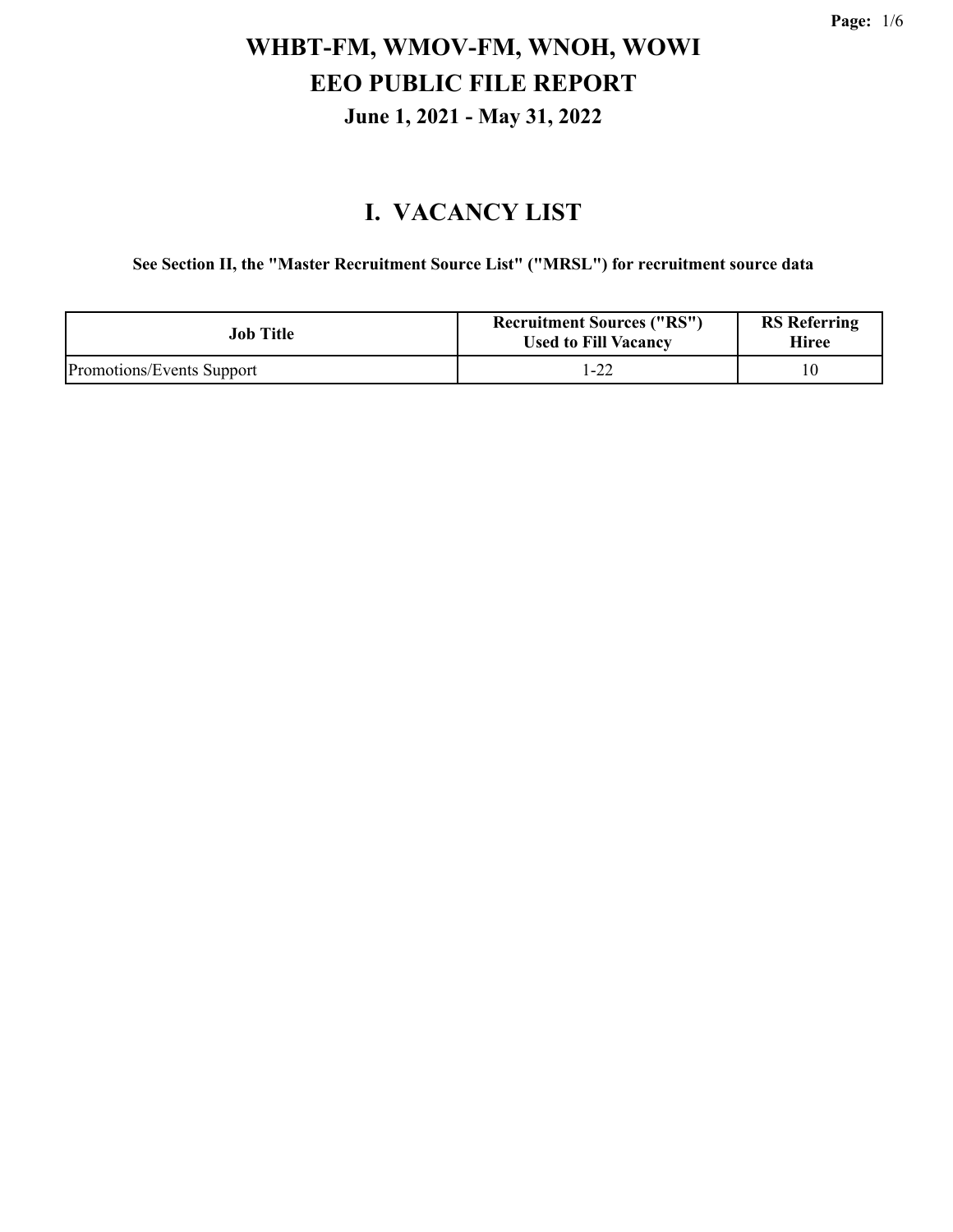# WHBT-FM, WMOV-FM, WNOH, WOWI

# EEO PUBLIC FILE REPORT

### June 1, 2021 - May 31, 2022

## I. VACANCY LIST

**See Section II, the "Master Recruitment Source List" ("MRSL") for recruitment source data**

| Job Title | Recruitment Sources ("RS") Used to Fill Vacancy | RS Referring Hiree |
|---|---|---|
| Promotions/Events Support | 1-22 | 10 |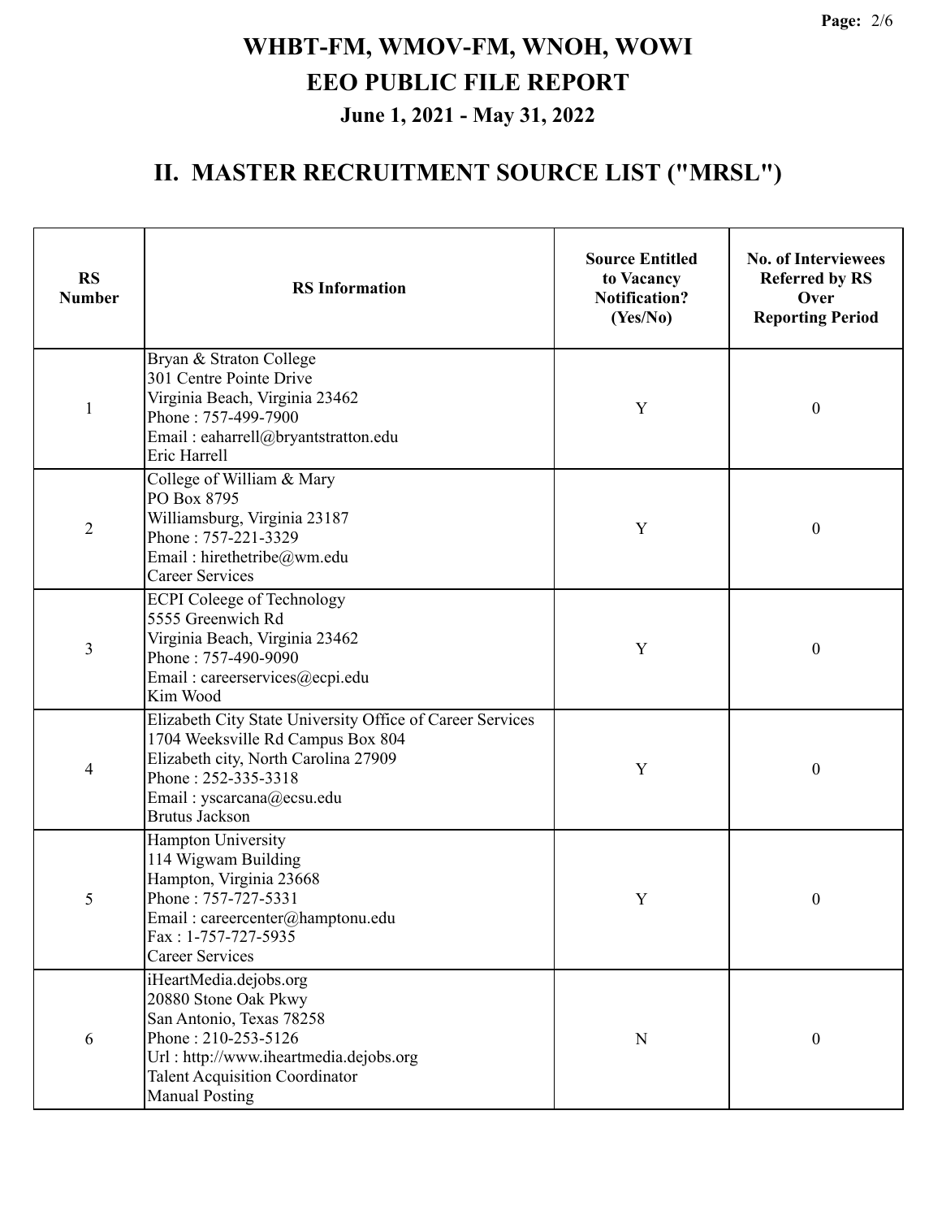# WHBT-FM, WMOV-FM, WNOH, WOWI
## EEO PUBLIC FILE REPORT
### June 1, 2021 - May 31, 2022

## II. MASTER RECRUITMENT SOURCE LIST ("MRSL")

| RS Number | RS Information | Source Entitled to Vacancy Notification? (Yes/No) | No. of Interviewees Referred by RS Over Reporting Period |
|---|---|---|---|
| 1 | Bryan & Straton College<br>301 Centre Pointe Drive<br>Virginia Beach, Virginia 23462<br>Phone : 757-499-7900<br>Email : eaharrell@bryantstratton.edu<br>Eric Harrell | Y | 0 |
| 2 | College of William & Mary<br>PO Box 8795<br>Williamsburg, Virginia 23187<br>Phone : 757-221-3329<br>Email : hirethetribe@wm.edu<br>Career Services | Y | 0 |
| 3 | ECPI Coleege of Technology<br>5555 Greenwich Rd<br>Virginia Beach, Virginia 23462<br>Phone : 757-490-9090<br>Email : careerservices@ecpi.edu<br>Kim Wood | Y | 0 |
| 4 | Elizabeth City State University Office of Career Services<br>1704 Weeksville Rd Campus Box 804<br>Elizabeth city, North Carolina 27909<br>Phone : 252-335-3318<br>Email : yscarcana@ecsu.edu<br>Brutus Jackson | Y | 0 |
| 5 | Hampton University<br>114 Wigwam Building<br>Hampton, Virginia 23668<br>Phone : 757-727-5331<br>Email : careercenter@hamptonu.edu<br>Fax : 1-757-727-5935<br>Career Services | Y | 0 |
| 6 | iHeartMedia.dejobs.org<br>20880 Stone Oak Pkwy<br>San Antonio, Texas 78258<br>Phone : 210-253-5126<br>Url : http://www.iheartmedia.dejobs.org<br>Talent Acquisition Coordinator<br>Manual Posting | N | 0 |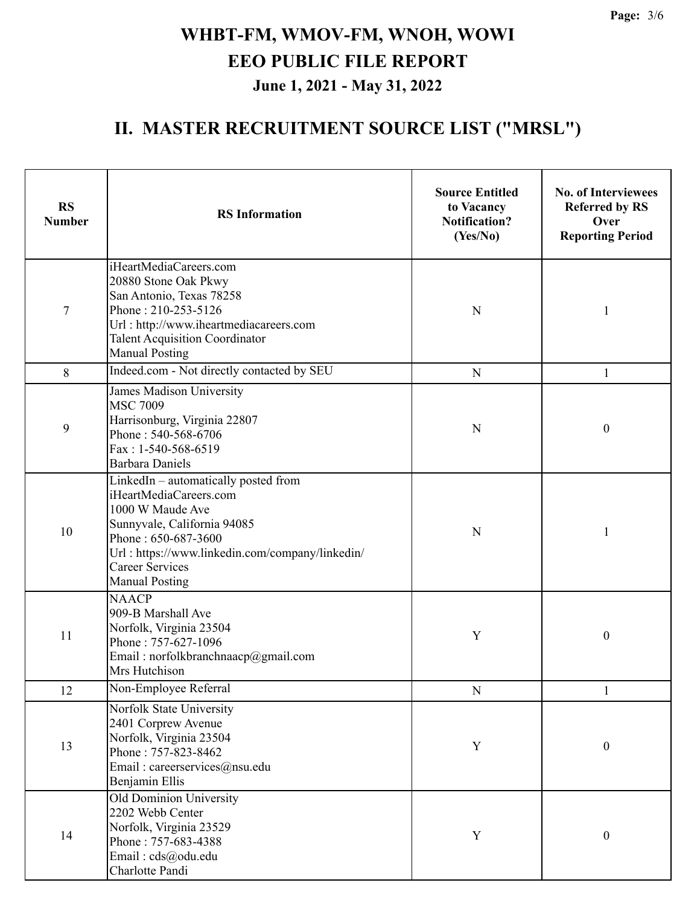# WHBT-FM, WMOV-FM, WNOH, WOWI
# EEO PUBLIC FILE REPORT
## June 1, 2021 - May 31, 2022

## II. MASTER RECRUITMENT SOURCE LIST ("MRSL")

| RS Number | RS Information | Source Entitled to Vacancy Notification? (Yes/No) | No. of Interviewees Referred by RS Over Reporting Period |
|---|---|---|---|
| 7 | iHeartMediaCareers.com<br>20880 Stone Oak Pkwy<br>San Antonio, Texas 78258<br>Phone : 210-253-5126<br>Url : http://www.iheartmediacareers.com<br>Talent Acquisition Coordinator<br>Manual Posting | N | 1 |
| 8 | Indeed.com - Not directly contacted by SEU | N | 1 |
| 9 | James Madison University<br>MSC 7009<br>Harrisonburg, Virginia 22807<br>Phone : 540-568-6706<br>Fax : 1-540-568-6519<br>Barbara Daniels | N | 0 |
| 10 | LinkedIn – automatically posted from iHeartMediaCareers.com<br>1000 W Maude Ave<br>Sunnyvale, California 94085<br>Phone : 650-687-3600<br>Url : https://www.linkedin.com/company/linkedin/<br>Career Services<br>Manual Posting | N | 1 |
| 11 | NAACP<br>909-B Marshall Ave<br>Norfolk, Virginia 23504<br>Phone : 757-627-1096<br>Email : norfolkbranchnaacp@gmail.com<br>Mrs Hutchison | Y | 0 |
| 12 | Non-Employee Referral | N | 1 |
| 13 | Norfolk State University<br>2401 Corprew Avenue<br>Norfolk, Virginia 23504<br>Phone : 757-823-8462<br>Email : careerservices@nsu.edu<br>Benjamin Ellis | Y | 0 |
| 14 | Old Dominion University<br>2202 Webb Center<br>Norfolk, Virginia 23529<br>Phone : 757-683-4388<br>Email : cds@odu.edu<br>Charlotte Pandi | Y | 0 |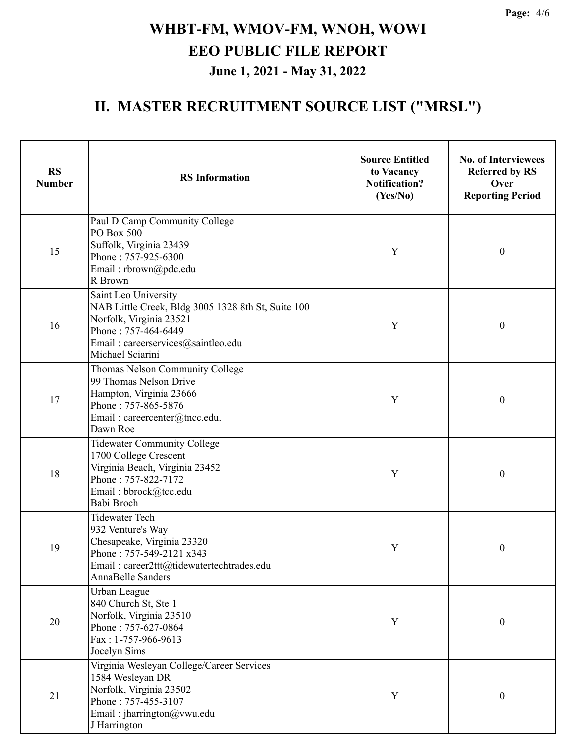# WHBT-FM, WMOV-FM, WNOH, WOWI
# EEO PUBLIC FILE REPORT
### June 1, 2021 - May 31, 2022

## II. MASTER RECRUITMENT SOURCE LIST ("MRSL")

| RS Number | RS Information | Source Entitled to Vacancy Notification? (Yes/No) | No. of Interviewees Referred by RS Over Reporting Period |
|---|---|---|---|
| 15 | Paul D Camp Community College<br>PO Box 500<br>Suffolk, Virginia 23439<br>Phone : 757-925-6300<br>Email : rbrown@pdc.edu<br>R Brown | Y | 0 |
| 16 | Saint Leo University<br>NAB Little Creek, Bldg 3005 1328 8th St, Suite 100<br>Norfolk, Virginia 23521<br>Phone : 757-464-6449<br>Email : careerservices@saintleo.edu<br>Michael Sciarini | Y | 0 |
| 17 | Thomas Nelson Community College<br>99 Thomas Nelson Drive<br>Hampton, Virginia 23666<br>Phone : 757-865-5876<br>Email : careercenter@tncc.edu.<br>Dawn Roe | Y | 0 |
| 18 | Tidewater Community College<br>1700 College Crescent<br>Virginia Beach, Virginia 23452<br>Phone : 757-822-7172<br>Email : bbrock@tcc.edu<br>Babi Broch | Y | 0 |
| 19 | Tidewater Tech<br>932 Venture's Way<br>Chesapeake, Virginia 23320<br>Phone : 757-549-2121 x343<br>Email : career2ttt@tidewatertechtrades.edu<br>AnnaBelle Sanders | Y | 0 |
| 20 | Urban League<br>840 Church St, Ste 1<br>Norfolk, Virginia 23510<br>Phone : 757-627-0864<br>Fax : 1-757-966-9613<br>Jocelyn Sims | Y | 0 |
| 21 | Virginia Wesleyan College/Career Services<br>1584 Wesleyan DR<br>Norfolk, Virginia 23502<br>Phone : 757-455-3107<br>Email : jharrington@vwu.edu<br>J Harrington | Y | 0 |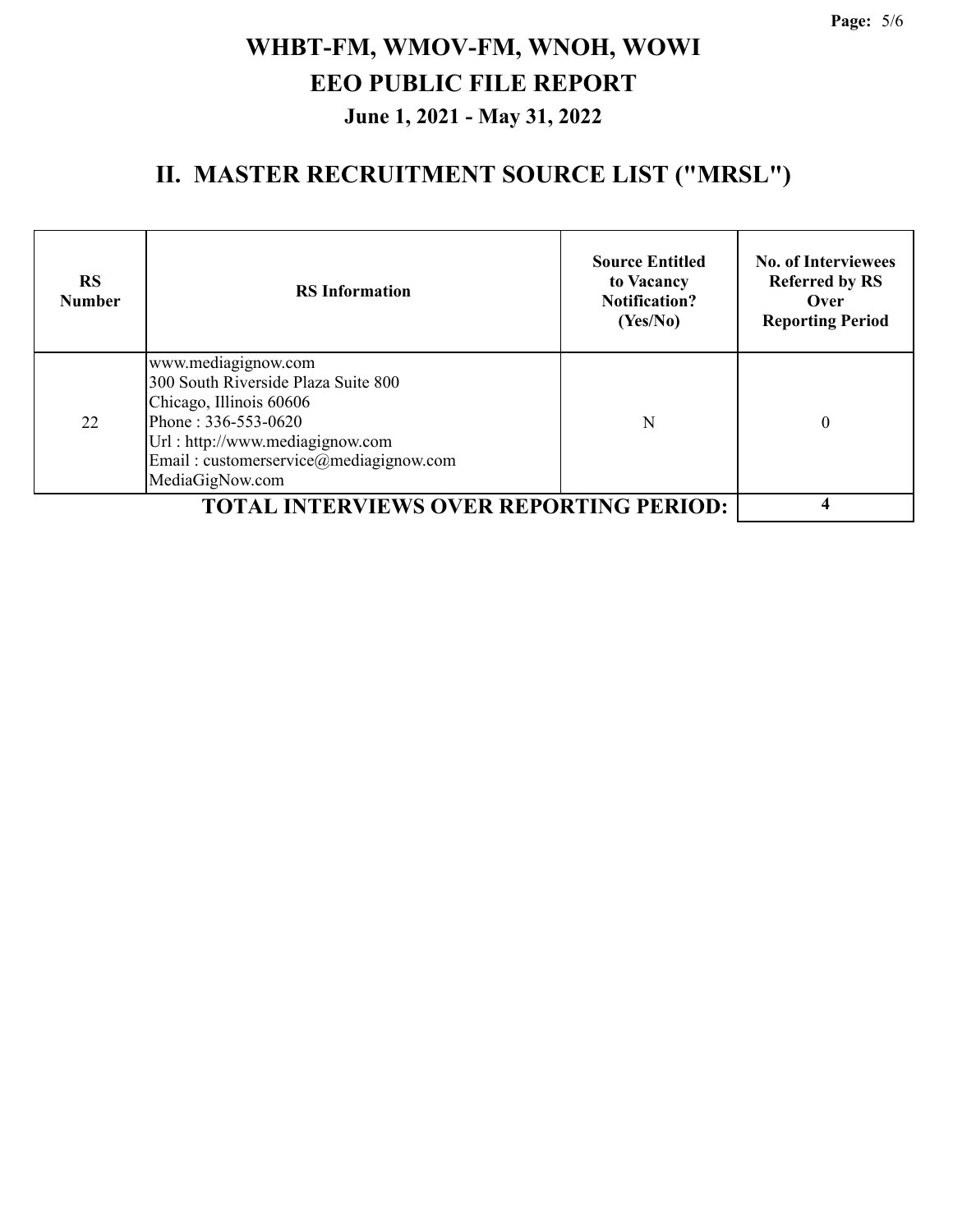# WHBT-FM, WMOV-FM, WNOH, WOWI
# EEO PUBLIC FILE REPORT
## June 1, 2021 - May 31, 2022

## II. MASTER RECRUITMENT SOURCE LIST ("MRSL")

| RS Number | RS Information | Source Entitled to Vacancy Notification? (Yes/No) | No. of Interviewees Referred by RS Over Reporting Period |
|---|---|---|---|
| 22 | www.mediagignow.com<br>300 South Riverside Plaza Suite 800<br>Chicago, Illinois 60606<br>Phone : 336-553-0620<br>Url : http://www.mediagignow.com<br>Email : customerservice@mediagignow.com<br>MediaGigNow.com | N | 0 |
| | **TOTAL INTERVIEWS OVER REPORTING PERIOD:** | | **4** |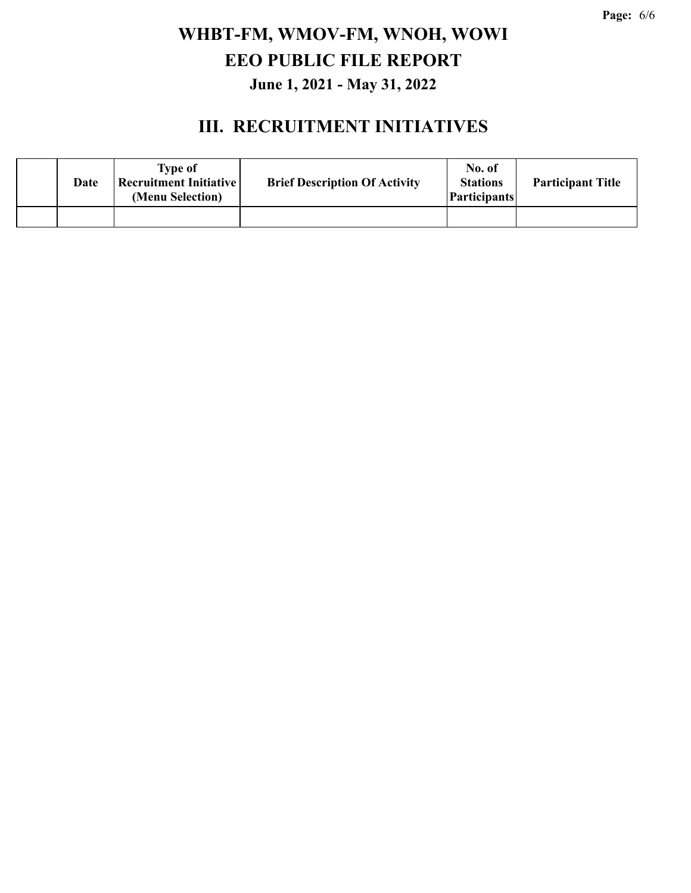# WHBT-FM, WMOV-FM, WNOH, WOWI

## EEO PUBLIC FILE REPORT

### June 1, 2021 - May 31, 2022

## III. RECRUITMENT INITIATIVES

| | Date | Type of Recruitment Initiative (Menu Selection) | Brief Description Of Activity | No. of Stations Participants | Participant Title |
|---|---|---|---|---|---|
| | | | | | |